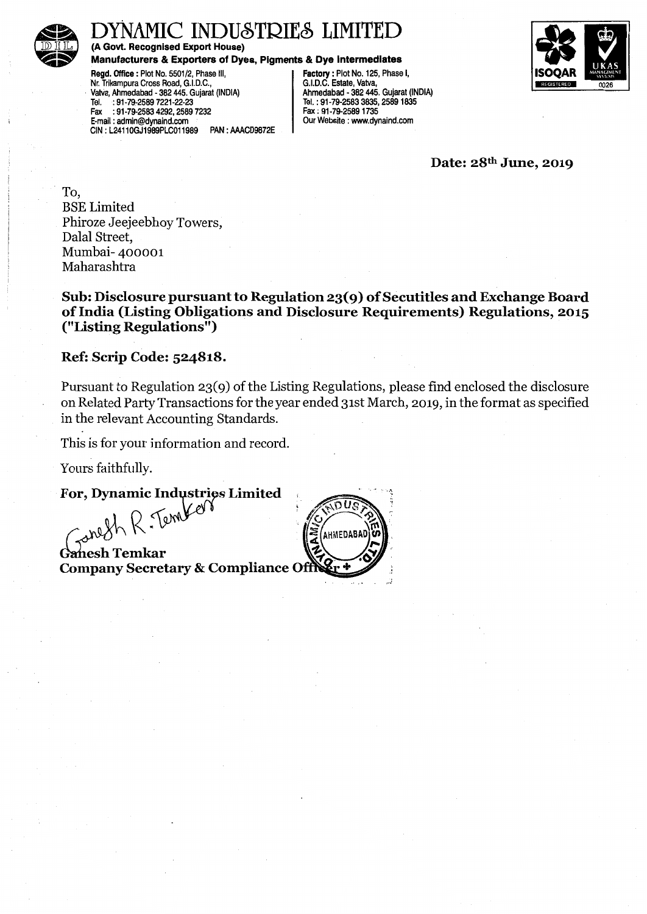# DYNAMIC INDUSTRIES LIMITED

**(A Govt. Recognised Export House)**

**Manufacturers & Exporters of Dyes, Pigments & Dye Intermediates**

**Regd. Office :** Plot No. 5501/2, Phase III, Nr. Trikampura Cross Road, G.I.D.C., Vatva, Ahmedabad - 382 445. Gujarat (INDIA)
Tel. : 91-79-2589 7221-22-23
Fax : 91-79-2583 4292, 2589 7232
E-mail : admin@dynaind.com
CIN : L24110GJ1989PLC011989 PAN : AAACD9872E

**Factory :** Plot No. 125, Phase I, G.I.D.C. Estate, Vatva, Ahmedabad - 382 445. Gujarat (INDIA)
Tel. : 91-79-2583 3835, 2589 1835
Fax : 91-79-2589 1735
Our Website : www.dynaind.com

**Date: 28th June, 2019**

To,
BSE Limited
Phiroze Jeejeebhoy Towers,
Dalal Street,
Mumbai- 400001
Maharashtra

**Sub: Disclosure pursuant to Regulation 23(9) of Secutitles and Exchange Board of India (Listing Obligations and Disclosure Requirements) Regulations, 2015 ("Listing Regulations")**

**Ref: Scrip Code: 524818.**

Pursuant to Regulation 23(9) of the Listing Regulations, please find enclosed the disclosure on Related Party Transactions for the year ended 31st March, 2019, in the format as specified in the relevant Accounting Standards.

This is for your information and record.

Yours faithfully.

**For, Dynamic Industries Limited**

**Ganesh Temkar**
**Company Secretary & Compliance Officer**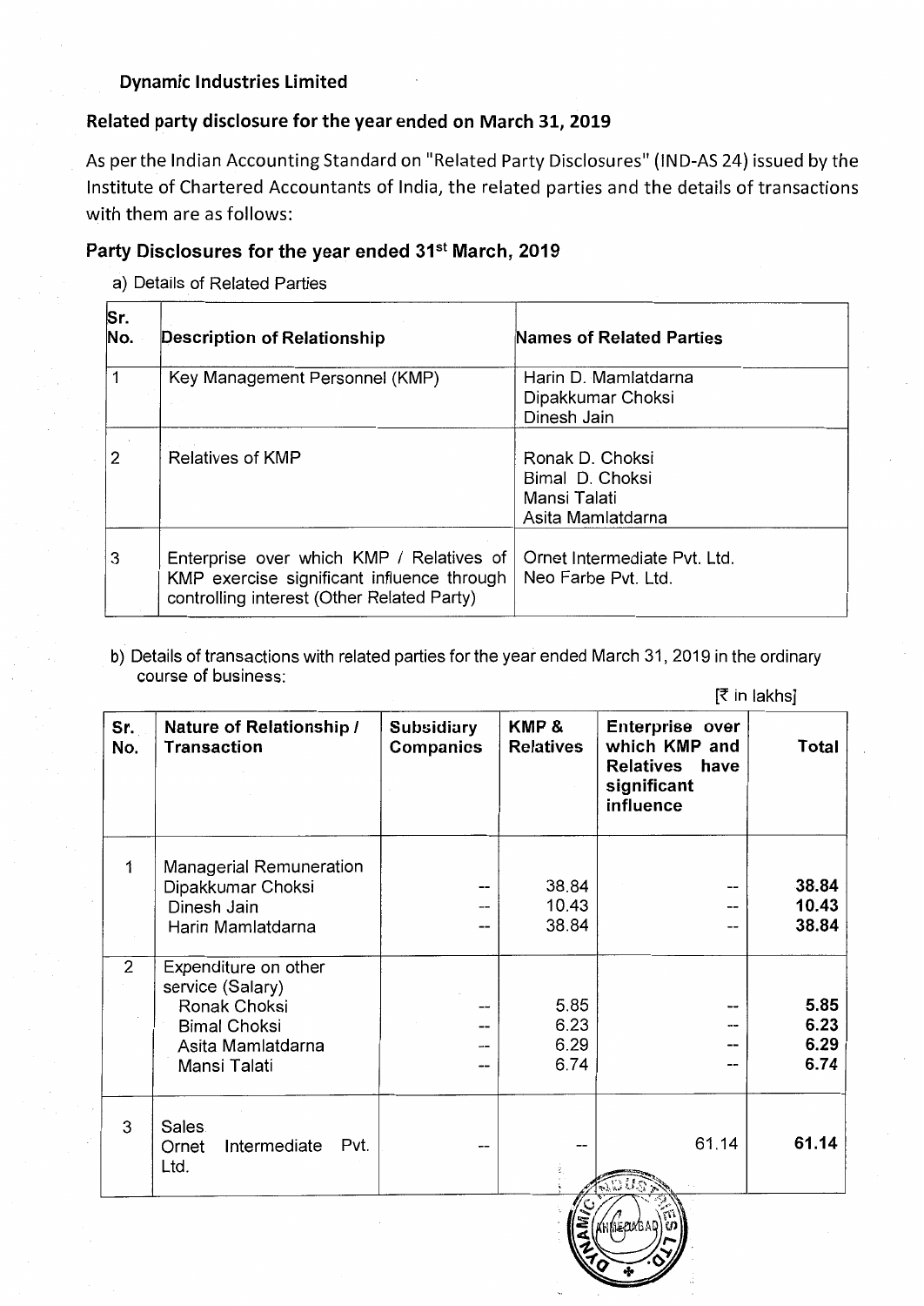**Dynamic Industries Limited**

## Related party disclosure for the year ended on March 31, 2019

As per the Indian Accounting Standard on "Related Party Disclosures" (IND-AS 24) issued by the Institute of Chartered Accountants of India, the related parties and the details of transactions with them are as follows:

## Party Disclosures for the year ended 31st March, 2019

a) Details of Related Parties

| Sr. No. | Description of Relationship | Names of Related Parties |
|---|---|---|
| 1 | Key Management Personnel (KMP) | Harin D. Mamlatdarna<br>Dipakkumar Choksi<br>Dinesh Jain |
| 2 | Relatives of KMP | Ronak D. Choksi<br>Bimal D. Choksi<br>Mansi Talati<br>Asita Mamlatdarna |
| 3 | Enterprise over which KMP / Relatives of KMP exercise significant influence through controlling interest (Other Related Party) | Ornet Intermediate Pvt. Ltd.<br>Neo Farbe Pvt. Ltd. |

b) Details of transactions with related parties for the year ended March 31, 2019 in the ordinary course of business:

[₹ in lakhs]

| Sr. No. | Nature of Relationship / Transaction | Subsidiary Companies | KMP & Relatives | Enterprise over which KMP and Relatives have significant influence | Total |
|---|---|---|---|---|---|
| 1 | Managerial Remuneration | | | | |
| | Dipakkumar Choksi | -- | 38.84 | -- | **38.84** |
| | Dinesh Jain | -- | 10.43 | -- | **10.43** |
| | Harin Mamlatdarna | -- | 38.84 | -- | **38.84** |
| 2 | Expenditure on other service (Salary) | | | | |
| | Ronak Choksi | -- | 5.85 | -- | **5.85** |
| | Bimal Choksi | -- | 6.23 | -- | **6.23** |
| | Asita Mamlatdarna | -- | 6.29 | -- | **6.29** |
| | Mansi Talati | -- | 6.74 | -- | **6.74** |
| 3 | Sales | | | | |
| | Ornet Intermediate Pvt. Ltd. | -- | -- | 61.14 | **61.14** |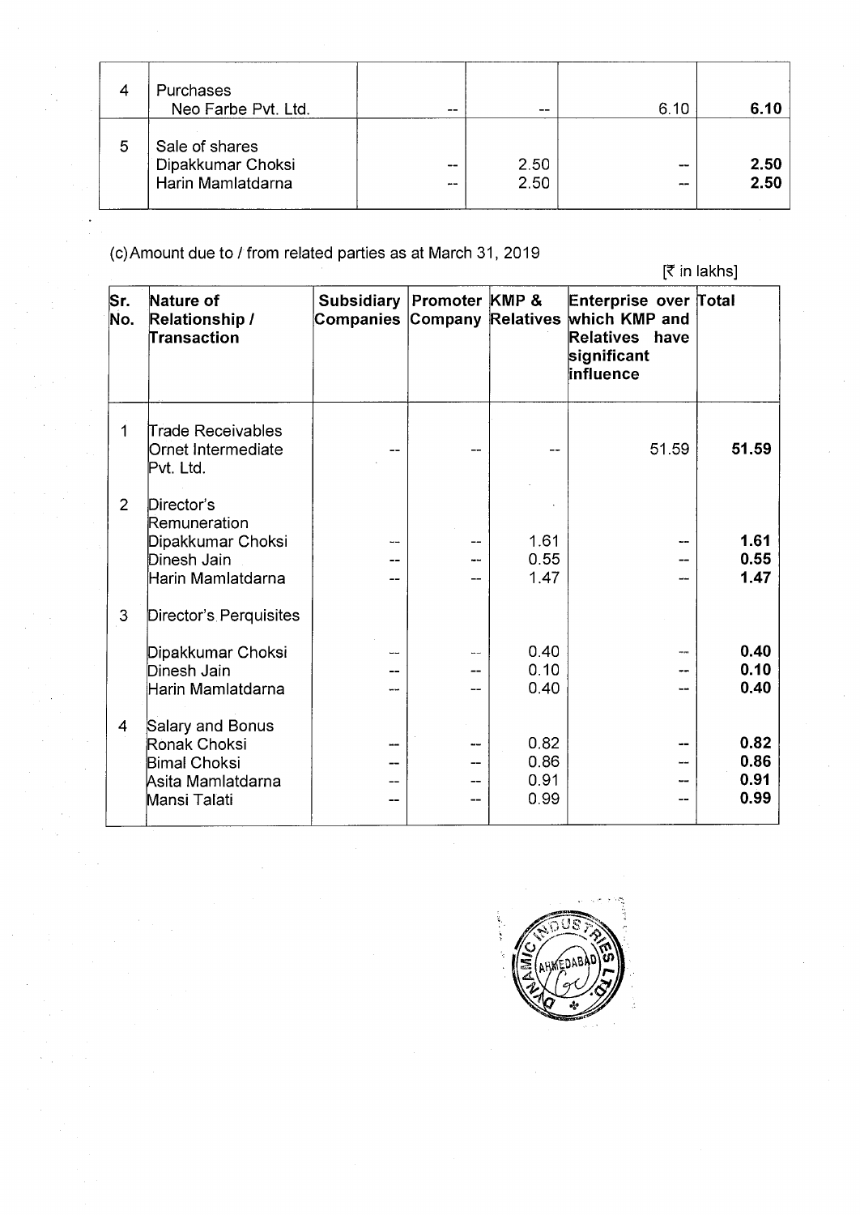| | | | | | |
|---|---|---|---|---|---|
| 4 | Purchases<br>Neo Farbe Pvt. Ltd. | -- | -- | 6.10 | **6.10** |
| 5 | Sale of shares<br>Dipakkumar Choksi<br>Harin Mamlatdarna | --<br>-- | 2.50<br>2.50 | --<br>-- | **2.50**<br>**2.50** |

(c) Amount due to / from related parties as at March 31, 2019

[₹ in lakhs]

| Sr. No. | Nature of Relationship / Transaction | Subsidiary Companies | Promoter Company | KMP & Relatives | Enterprise over which KMP and Relatives have significant influence | Total |
|---|---|---|---|---|---|---|
| 1 | Trade Receivables<br>Ornet Intermediate Pvt. Ltd. | -- | -- | -- | 51.59 | **51.59** |
| 2 | Director's Remuneration | | | | | |
| | Dipakkumar Choksi | -- | -- | 1.61 | -- | **1.61** |
| | Dinesh Jain | -- | -- | 0.55 | -- | **0.55** |
| | Harin Mamlatdarna | -- | -- | 1.47 | -- | **1.47** |
| 3 | Director's Perquisites | | | | | |
| | Dipakkumar Choksi | -- | -- | 0.40 | -- | **0.40** |
| | Dinesh Jain | -- | -- | 0.10 | -- | **0.10** |
| | Harin Mamlatdarna | -- | -- | 0.40 | -- | **0.40** |
| 4 | Salary and Bonus | | | | | |
| | Ronak Choksi | -- | -- | 0.82 | -- | **0.82** |
| | Bimal Choksi | -- | -- | 0.86 | -- | **0.86** |
| | Asita Mamlatdarna | -- | -- | 0.91 | -- | **0.91** |
| | Mansi Talati | -- | -- | 0.99 | -- | **0.99** |